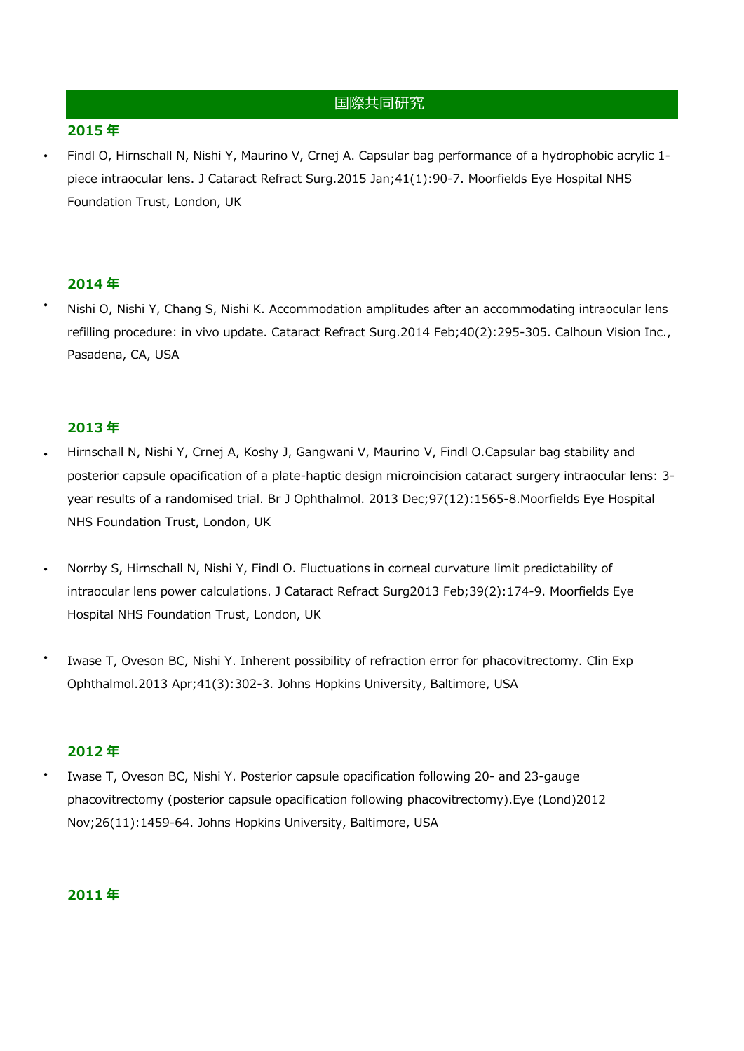# 国際共同研究

## 2015年

- Findl O, Hirnschall N, Nishi Y, Maurino V, Crnej A. Capsular bag performance of a hydrophobic acrylic 1-piece intraocular lens. J Cataract Refract Surg.2015 Jan;41(1):90-7. Moorfields Eye Hospital NHS Foundation Trust, London, UK

## 2014年

- Nishi O, Nishi Y, Chang S, Nishi K. Accommodation amplitudes after an accommodating intraocular lens refilling procedure: in vivo update. Cataract Refract Surg.2014 Feb;40(2):295-305. Calhoun Vision Inc., Pasadena, CA, USA

## 2013年

- Hirnschall N, Nishi Y, Crnej A, Koshy J, Gangwani V, Maurino V, Findl O.Capsular bag stability and posterior capsule opacification of a plate-haptic design microincision cataract surgery intraocular lens: 3-year results of a randomised trial. Br J Ophthalmol. 2013 Dec;97(12):1565-8.Moorfields Eye Hospital NHS Foundation Trust, London, UK

- Norrby S, Hirnschall N, Nishi Y, Findl O. Fluctuations in corneal curvature limit predictability of intraocular lens power calculations. J Cataract Refract Surg2013 Feb;39(2):174-9. Moorfields Eye Hospital NHS Foundation Trust, London, UK

- Iwase T, Oveson BC, Nishi Y. Inherent possibility of refraction error for phacovitrectomy. Clin Exp Ophthalmol.2013 Apr;41(3):302-3. Johns Hopkins University, Baltimore, USA

## 2012年

- Iwase T, Oveson BC, Nishi Y. Posterior capsule opacification following 20- and 23-gauge phacovitrectomy (posterior capsule opacification following phacovitrectomy).Eye (Lond)2012 Nov;26(11):1459-64. Johns Hopkins University, Baltimore, USA

## 2011年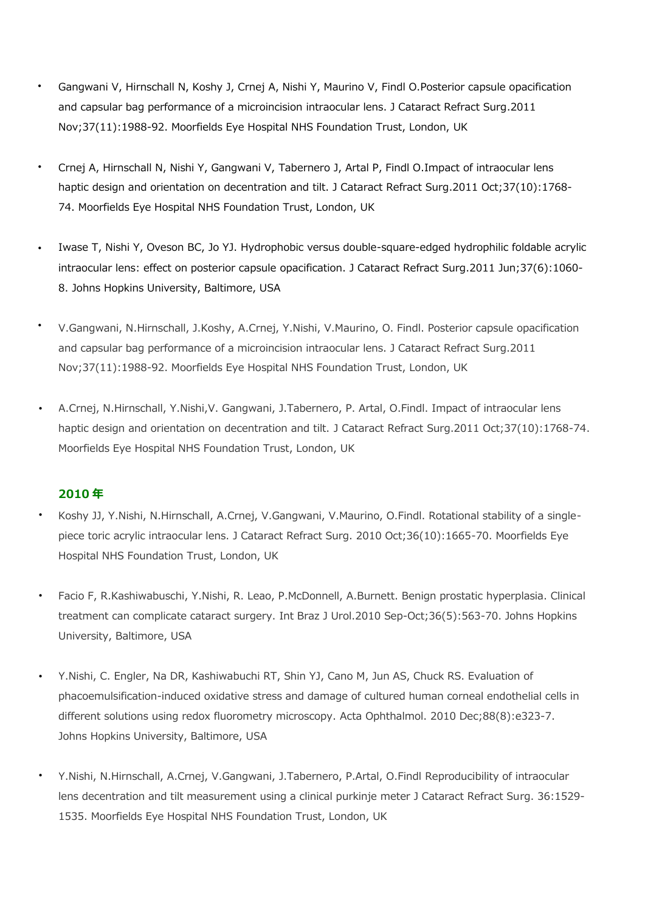- Gangwani V, Hirnschall N, Koshy J, Crnej A, Nishi Y, Maurino V, Findl O.Posterior capsule opacification and capsular bag performance of a microincision intraocular lens. J Cataract Refract Surg.2011 Nov;37(11):1988-92. Moorfields Eye Hospital NHS Foundation Trust, London, UK

- Crnej A, Hirnschall N, Nishi Y, Gangwani V, Tabernero J, Artal P, Findl O.Impact of intraocular lens haptic design and orientation on decentration and tilt. J Cataract Refract Surg.2011 Oct;37(10):1768-74. Moorfields Eye Hospital NHS Foundation Trust, London, UK

- Iwase T, Nishi Y, Oveson BC, Jo YJ. Hydrophobic versus double-square-edged hydrophilic foldable acrylic intraocular lens: effect on posterior capsule opacification. J Cataract Refract Surg.2011 Jun;37(6):1060-8. Johns Hopkins University, Baltimore, USA

- V.Gangwani, N.Hirnschall, J.Koshy, A.Crnej, Y.Nishi, V.Maurino, O. Findl. Posterior capsule opacification and capsular bag performance of a microincision intraocular lens. J Cataract Refract Surg.2011 Nov;37(11):1988-92. Moorfields Eye Hospital NHS Foundation Trust, London, UK

- A.Crnej, N.Hirnschall, Y.Nishi,V. Gangwani, J.Tabernero, P. Artal, O.Findl. Impact of intraocular lens haptic design and orientation on decentration and tilt. J Cataract Refract Surg.2011 Oct;37(10):1768-74. Moorfields Eye Hospital NHS Foundation Trust, London, UK

### 2010 年

- Koshy JJ, Y.Nishi, N.Hirnschall, A.Crnej, V.Gangwani, V.Maurino, O.Findl. Rotational stability of a single-piece toric acrylic intraocular lens. J Cataract Refract Surg. 2010 Oct;36(10):1665-70. Moorfields Eye Hospital NHS Foundation Trust, London, UK

- Facio F, R.Kashiwabuschi, Y.Nishi, R. Leao, P.McDonnell, A.Burnett. Benign prostatic hyperplasia. Clinical treatment can complicate cataract surgery. Int Braz J Urol.2010 Sep-Oct;36(5):563-70. Johns Hopkins University, Baltimore, USA

- Y.Nishi, C. Engler, Na DR, Kashiwabuchi RT, Shin YJ, Cano M, Jun AS, Chuck RS. Evaluation of phacoemulsification-induced oxidative stress and damage of cultured human corneal endothelial cells in different solutions using redox fluorometry microscopy. Acta Ophthalmol. 2010 Dec;88(8):e323-7. Johns Hopkins University, Baltimore, USA

- Y.Nishi, N.Hirnschall, A.Crnej, V.Gangwani, J.Tabernero, P.Artal, O.Findl Reproducibility of intraocular lens decentration and tilt measurement using a clinical purkinje meter J Cataract Refract Surg. 36:1529-1535. Moorfields Eye Hospital NHS Foundation Trust, London, UK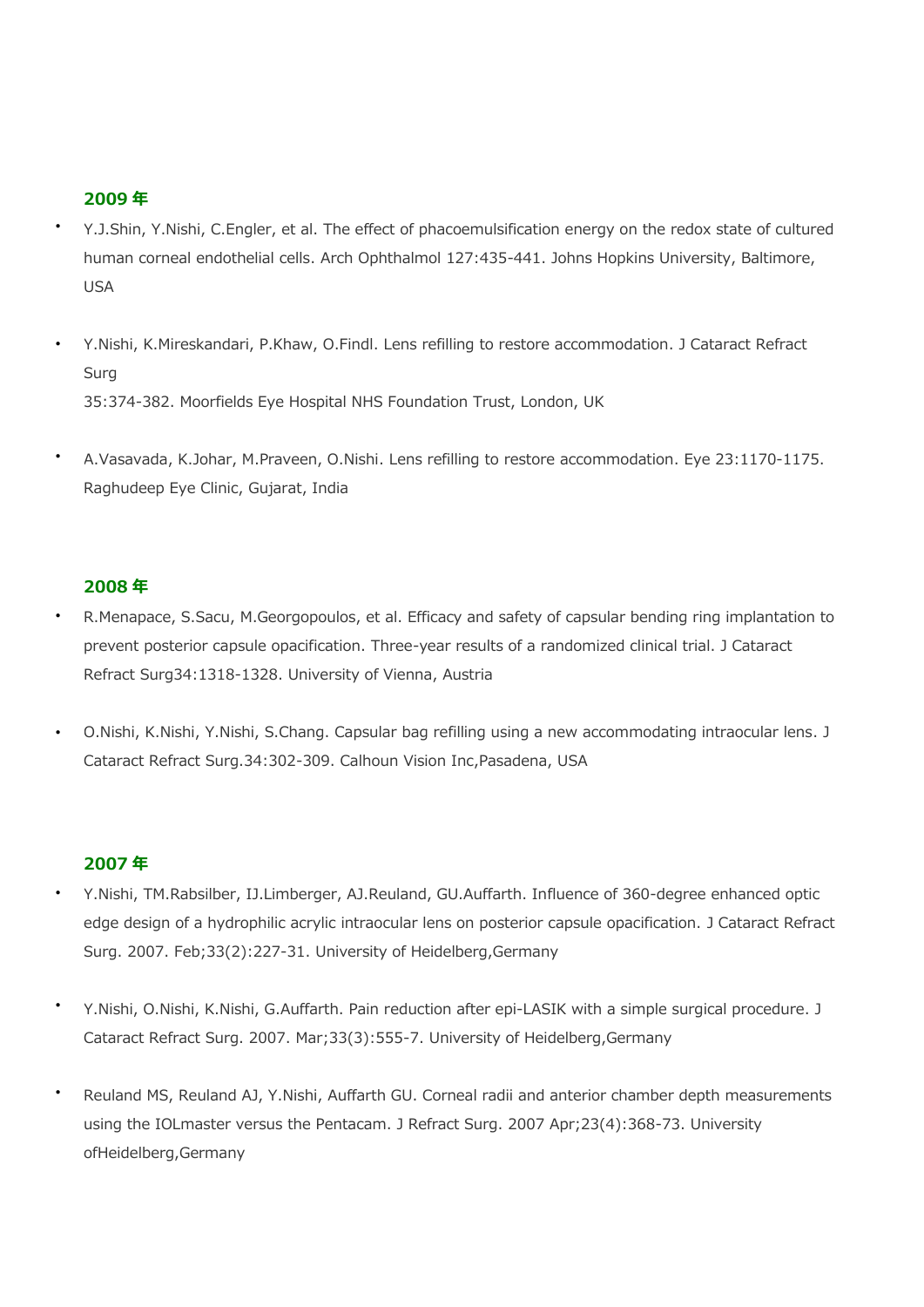### 2009 年

- Y.J.Shin, Y.Nishi, C.Engler, et al. The effect of phacoemulsification energy on the redox state of cultured human corneal endothelial cells. Arch Ophthalmol 127:435-441. Johns Hopkins University, Baltimore, USA

- Y.Nishi, K.Mireskandari, P.Khaw, O.Findl. Lens refilling to restore accommodation. J Cataract Refract Surg
  35:374-382. Moorfields Eye Hospital NHS Foundation Trust, London, UK

- A.Vasavada, K.Johar, M.Praveen, O.Nishi. Lens refilling to restore accommodation. Eye 23:1170-1175. Raghudeep Eye Clinic, Gujarat, India

### 2008 年

- R.Menapace, S.Sacu, M.Georgopoulos, et al. Efficacy and safety of capsular bending ring implantation to prevent posterior capsule opacification. Three-year results of a randomized clinical trial. J Cataract Refract Surg34:1318-1328. University of Vienna, Austria

- O.Nishi, K.Nishi, Y.Nishi, S.Chang. Capsular bag refilling using a new accommodating intraocular lens. J Cataract Refract Surg.34:302-309. Calhoun Vision Inc,Pasadena, USA

### 2007 年

- Y.Nishi, TM.Rabsilber, IJ.Limberger, AJ.Reuland, GU.Auffarth. Influence of 360-degree enhanced optic edge design of a hydrophilic acrylic intraocular lens on posterior capsule opacification. J Cataract Refract Surg. 2007. Feb;33(2):227-31. University of Heidelberg,Germany

- Y.Nishi, O.Nishi, K.Nishi, G.Auffarth. Pain reduction after epi-LASIK with a simple surgical procedure. J Cataract Refract Surg. 2007. Mar;33(3):555-7. University of Heidelberg,Germany

- Reuland MS, Reuland AJ, Y.Nishi, Auffarth GU. Corneal radii and anterior chamber depth measurements using the IOLmaster versus the Pentacam. J Refract Surg. 2007 Apr;23(4):368-73. University ofHeidelberg,Germany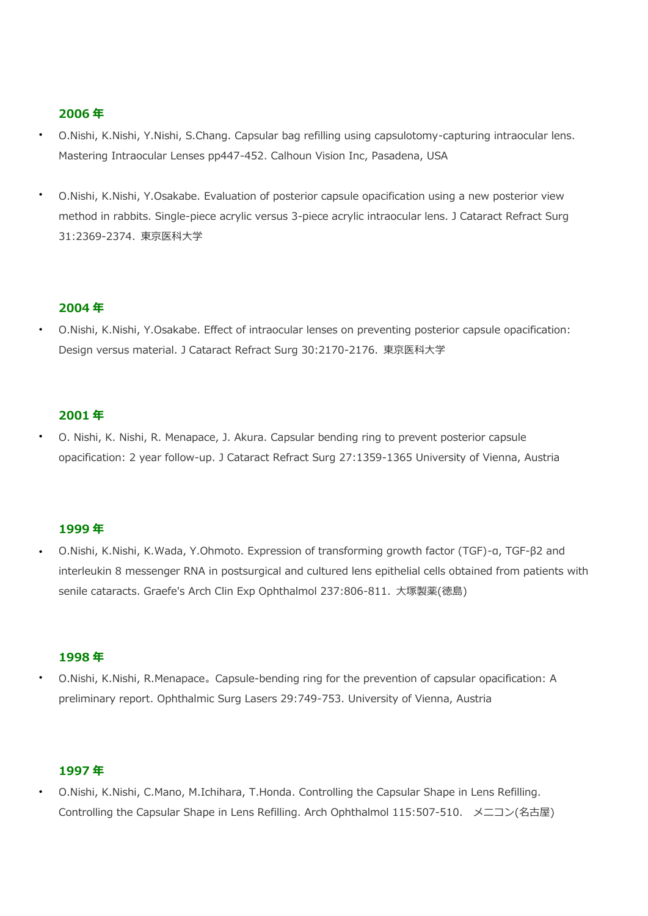### 2006 年

- O.Nishi, K.Nishi, Y.Nishi, S.Chang. Capsular bag refilling using capsulotomy-capturing intraocular lens. Mastering Intraocular Lenses pp447-452. Calhoun Vision Inc, Pasadena, USA

- O.Nishi, K.Nishi, Y.Osakabe. Evaluation of posterior capsule opacification using a new posterior view method in rabbits. Single-piece acrylic versus 3-piece acrylic intraocular lens. J Cataract Refract Surg 31:2369-2374. 東京医科大学

### 2004 年

- O.Nishi, K.Nishi, Y.Osakabe. Effect of intraocular lenses on preventing posterior capsule opacification: Design versus material. J Cataract Refract Surg 30:2170-2176. 東京医科大学

### 2001 年

- O. Nishi, K. Nishi, R. Menapace, J. Akura. Capsular bending ring to prevent posterior capsule opacification: 2 year follow-up. J Cataract Refract Surg 27:1359-1365 University of Vienna, Austria

### 1999 年

- O.Nishi, K.Nishi, K.Wada, Y.Ohmoto. Expression of transforming growth factor (TGF)-α, TGF-β2 and interleukin 8 messenger RNA in postsurgical and cultured lens epithelial cells obtained from patients with senile cataracts. Graefe's Arch Clin Exp Ophthalmol 237:806-811. 大塚製薬(徳島)

### 1998 年

- O.Nishi, K.Nishi, R.Menapace。Capsule-bending ring for the prevention of capsular opacification: A preliminary report. Ophthalmic Surg Lasers 29:749-753. University of Vienna, Austria

### 1997 年

- O.Nishi, K.Nishi, C.Mano, M.Ichihara, T.Honda. Controlling the Capsular Shape in Lens Refilling. Controlling the Capsular Shape in Lens Refilling. Arch Ophthalmol 115:507-510.　メニコン(名古屋)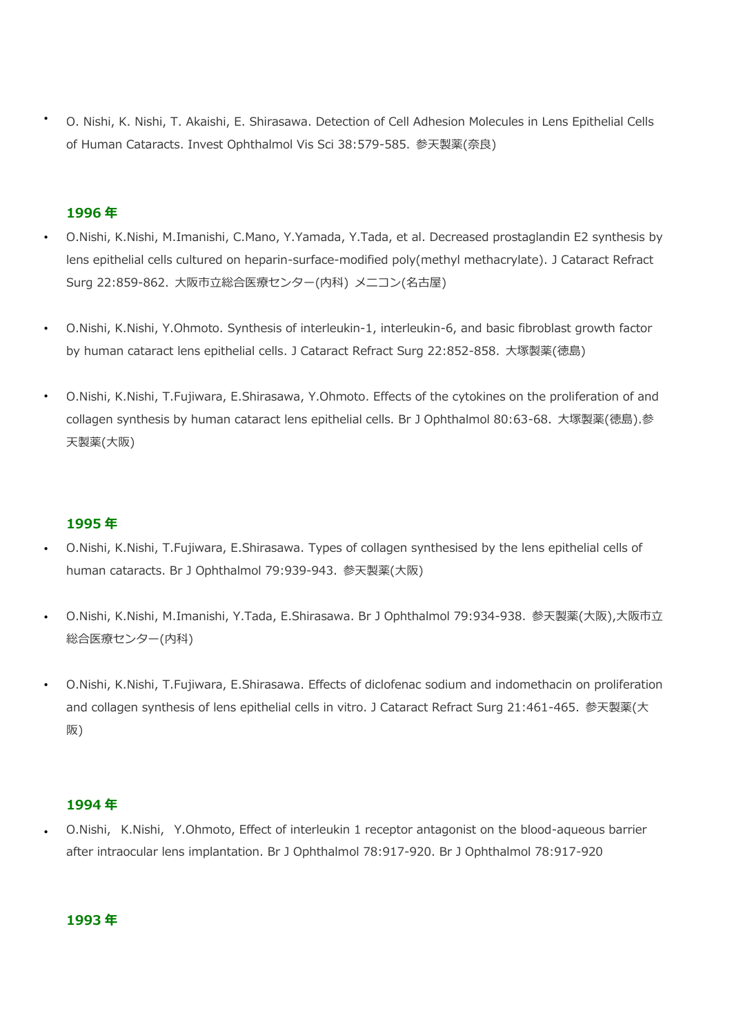- O. Nishi, K. Nishi, T. Akaishi, E. Shirasawa. Detection of Cell Adhesion Molecules in Lens Epithelial Cells of Human Cataracts. Invest Ophthalmol Vis Sci 38:579-585. 参天製薬(奈良)

### 1996 年

- O.Nishi, K.Nishi, M.Imanishi, C.Mano, Y.Yamada, Y.Tada, et al. Decreased prostaglandin E2 synthesis by lens epithelial cells cultured on heparin-surface-modified poly(methyl methacrylate). J Cataract Refract Surg 22:859-862. 大阪市立総合医療センター(内科) メニコン(名古屋)

- O.Nishi, K.Nishi, Y.Ohmoto. Synthesis of interleukin-1, interleukin-6, and basic fibroblast growth factor by human cataract lens epithelial cells. J Cataract Refract Surg 22:852-858. 大塚製薬(徳島)

- O.Nishi, K.Nishi, T.Fujiwara, E.Shirasawa, Y.Ohmoto. Effects of the cytokines on the proliferation of and collagen synthesis by human cataract lens epithelial cells. Br J Ophthalmol 80:63-68. 大塚製薬(徳島).参天製薬(大阪)

### 1995 年

- O.Nishi, K.Nishi, T.Fujiwara, E.Shirasawa. Types of collagen synthesised by the lens epithelial cells of human cataracts. Br J Ophthalmol 79:939-943. 参天製薬(大阪)

- O.Nishi, K.Nishi, M.Imanishi, Y.Tada, E.Shirasawa. Br J Ophthalmol 79:934-938. 参天製薬(大阪),大阪市立総合医療センター(内科)

- O.Nishi, K.Nishi, T.Fujiwara, E.Shirasawa. Effects of diclofenac sodium and indomethacin on proliferation and collagen synthesis of lens epithelial cells in vitro. J Cataract Refract Surg 21:461-465. 参天製薬(大阪)

### 1994 年

- O.Nishi, K.Nishi, Y.Ohmoto, Effect of interleukin 1 receptor antagonist on the blood-aqueous barrier after intraocular lens implantation. Br J Ophthalmol 78:917-920. Br J Ophthalmol 78:917-920

### 1993 年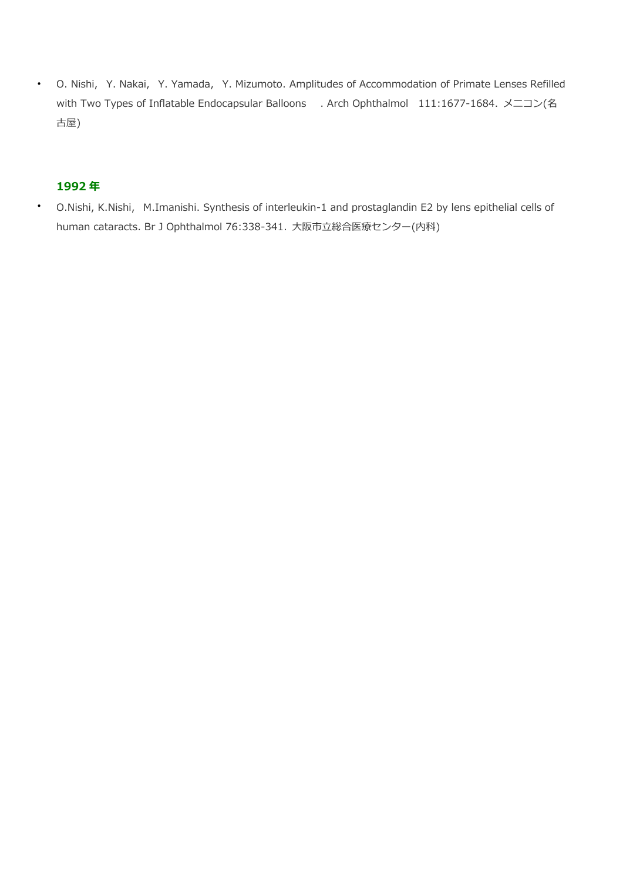- O. Nishi, Y. Nakai, Y. Yamada, Y. Mizumoto. Amplitudes of Accommodation of Primate Lenses Refilled with Two Types of Inflatable Endocapsular Balloons . Arch Ophthalmol 111:1677-1684. メニコン(名古屋)

## 1992年

- O.Nishi, K.Nishi, M.Imanishi. Synthesis of interleukin-1 and prostaglandin E2 by lens epithelial cells of human cataracts. Br J Ophthalmol 76:338-341. 大阪市立総合医療センター(内科)